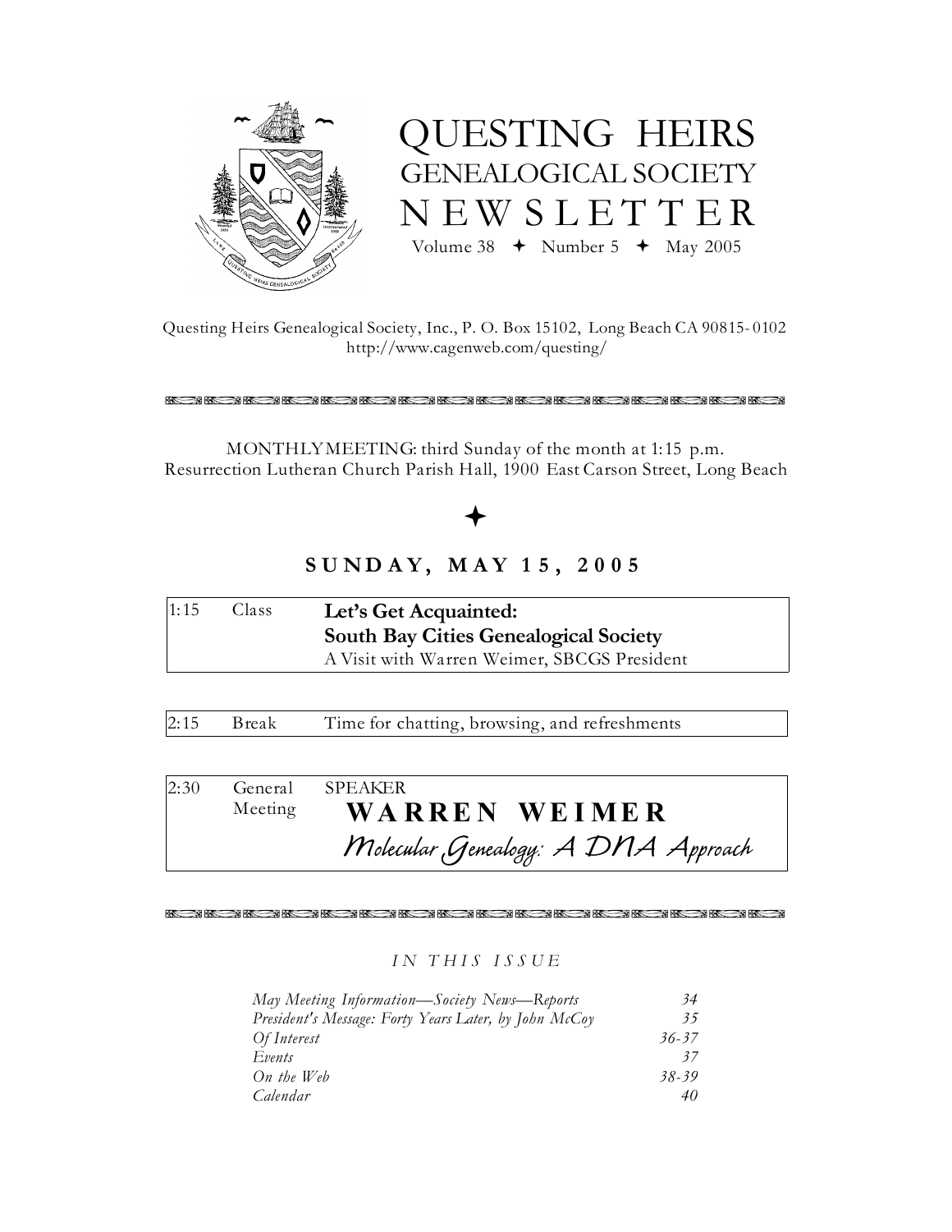# QUESTING HEIRS GENEALOGICAL SOCIETY NEWSLETTER

Volume 38 ✦ Number 5 ✦ May 2005

Questing Heirs Genealogical Society, Inc., P. O. Box 15102, Long Beach CA 90815-0102
http://www.cagenweb.com/questing/

MONTHLY MEETING: third Sunday of the month at 1:15 p.m.
Resurrection Lutheran Church Parish Hall, 1900 East Carson Street, Long Beach

✦

## SUNDAY, MAY 15, 2005

| | | |
|---|---|---|
| 1:15 | Class | **Let's Get Acquainted: South Bay Cities Genealogical Society** A Visit with Warren Weimer, SBCGS President |

| | | |
|---|---|---|
| 2:15 | Break | Time for chatting, browsing, and refreshments |

| | | |
|---|---|---|
| 2:30 | General Meeting | SPEAKER **WARREN WEIMER** *Molecular Genealogy: A DNA Approach* |

*IN THIS ISSUE*

| | |
|---|---|
| *May Meeting Information—Society News—Reports* | *34* |
| *President's Message: Forty Years Later, by John McCoy* | *35* |
| *Of Interest* | *36-37* |
| *Events* | *37* |
| *On the Web* | *38-39* |
| *Calendar* | *40* |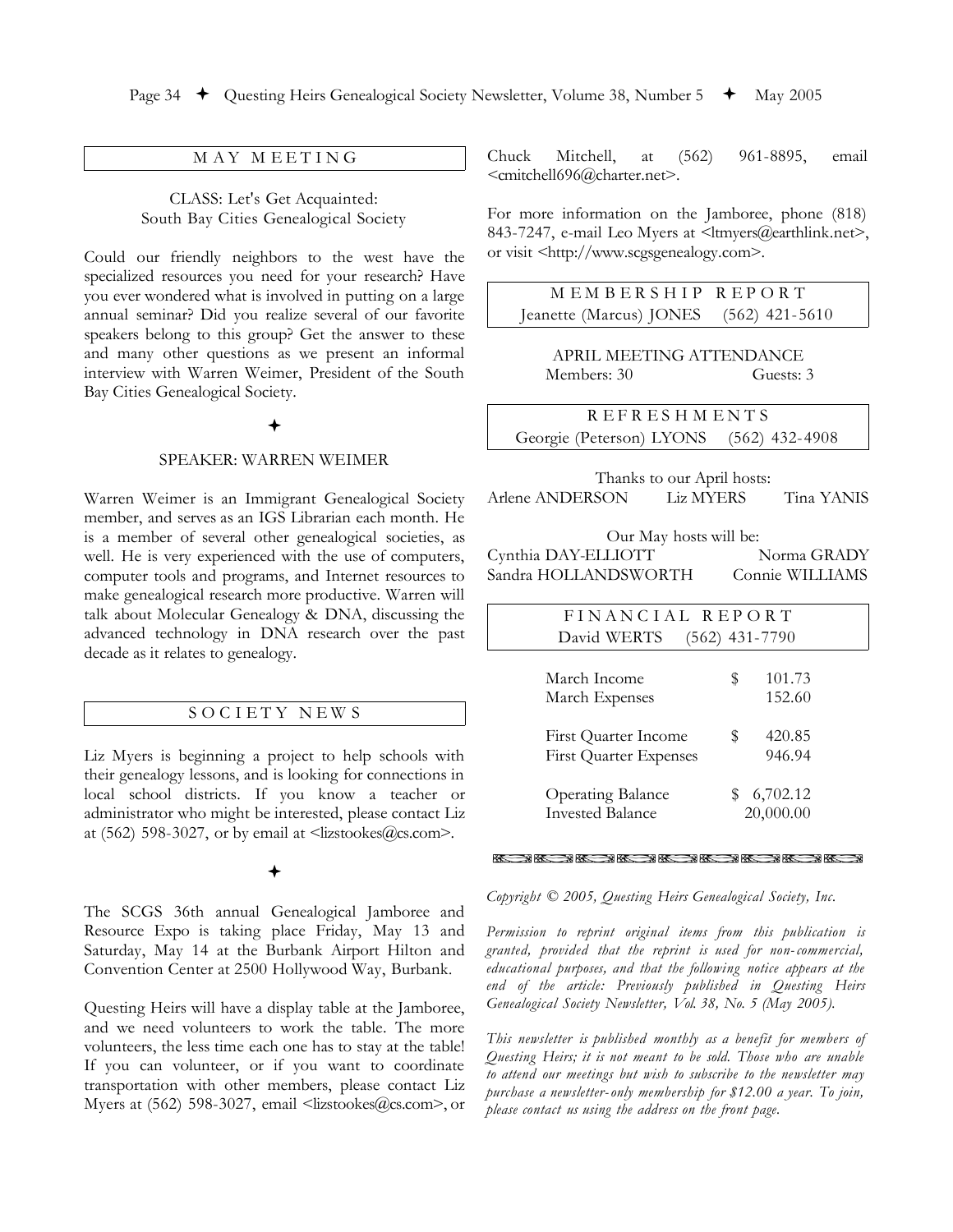## MAY MEETING

CLASS: Let's Get Acquainted:
South Bay Cities Genealogical Society

Could our friendly neighbors to the west have the specialized resources you need for your research? Have you ever wondered what is involved in putting on a large annual seminar? Did you realize several of our favorite speakers belong to this group? Get the answer to these and many other questions as we present an informal interview with Warren Weimer, President of the South Bay Cities Genealogical Society.

✦

SPEAKER: WARREN WEIMER

Warren Weimer is an Immigrant Genealogical Society member, and serves as an IGS Librarian each month. He is a member of several other genealogical societies, as well. He is very experienced with the use of computers, computer tools and programs, and Internet resources to make genealogical research more productive. Warren will talk about Molecular Genealogy & DNA, discussing the advanced technology in DNA research over the past decade as it relates to genealogy.

## SOCIETY NEWS

Liz Myers is beginning a project to help schools with their genealogy lessons, and is looking for connections in local school districts. If you know a teacher or administrator who might be interested, please contact Liz at (562) 598-3027, or by email at <lizstookes@cs.com>.

✦

The SCGS 36th annual Genealogical Jamboree and Resource Expo is taking place Friday, May 13 and Saturday, May 14 at the Burbank Airport Hilton and Convention Center at 2500 Hollywood Way, Burbank.

Questing Heirs will have a display table at the Jamboree, and we need volunteers to work the table. The more volunteers, the less time each one has to stay at the table! If you can volunteer, or if you want to coordinate transportation with other members, please contact Liz Myers at (562) 598-3027, email <lizstookes@cs.com>, or Chuck Mitchell, at (562) 961-8895, email <cmitchell696@charter.net>.

For more information on the Jamboree, phone (818) 843-7247, e-mail Leo Myers at <ltmyers@earthlink.net>, or visit <http://www.scgsgenealogy.com>.

## MEMBERSHIP REPORT

Jeanette (Marcus) JONES (562) 421-5610

APRIL MEETING ATTENDANCE

Members: 30 Guests: 3

## REFRESHMENTS

Georgie (Peterson) LYONS (562) 432-4908

Thanks to our April hosts:
Arlene ANDERSON, Liz MYERS, Tina YANIS

Our May hosts will be:
Cynthia DAY-ELLIOTT, Norma GRADY, Sandra HOLLANDSWORTH, Connie WILLIAMS

## FINANCIAL REPORT

David WERTS (562) 431-7790

| | |
|---|---|
| March Income | $ 101.73 |
| March Expenses | 152.60 |
| First Quarter Income | $ 420.85 |
| First Quarter Expenses | 946.94 |
| Operating Balance | $ 6,702.12 |
| Invested Balance | 20,000.00 |

*Copyright © 2005, Questing Heirs Genealogical Society, Inc.*

*Permission to reprint original items from this publication is granted, provided that the reprint is used for non-commercial, educational purposes, and that the following notice appears at the end of the article: Previously published in Questing Heirs Genealogical Society Newsletter, Vol. 38, No. 5 (May 2005).*

*This newsletter is published monthly as a benefit for members of Questing Heirs; it is not meant to be sold. Those who are unable to attend our meetings but wish to subscribe to the newsletter may purchase a newsletter-only membership for $12.00 a year. To join, please contact us using the address on the front page.*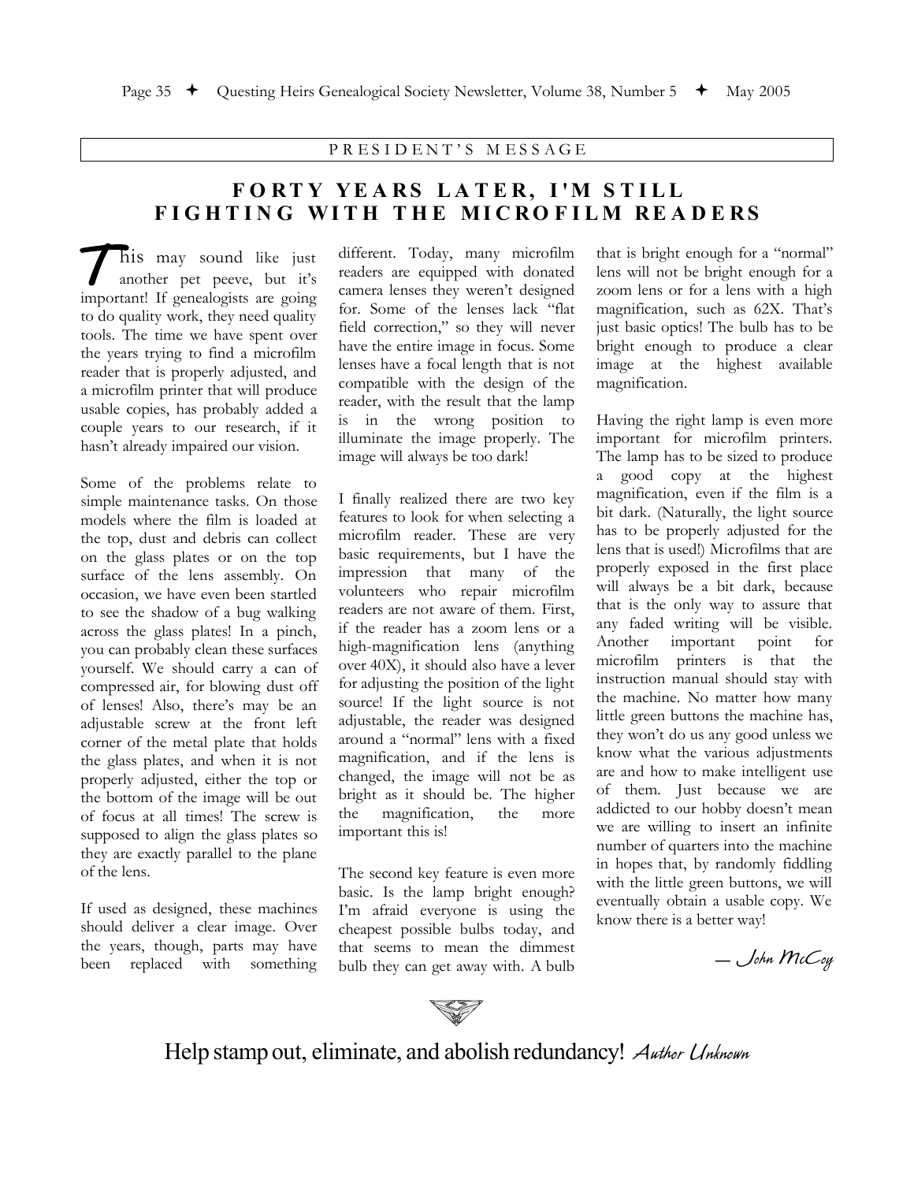PRESIDENT'S MESSAGE

# FORTY YEARS LATER, I'M STILL FIGHTING WITH THE MICROFILM READERS

This may sound like just another pet peeve, but it's important! If genealogists are going to do quality work, they need quality tools. The time we have spent over the years trying to find a microfilm reader that is properly adjusted, and a microfilm printer that will produce usable copies, has probably added a couple years to our research, if it hasn't already impaired our vision.

Some of the problems relate to simple maintenance tasks. On those models where the film is loaded at the top, dust and debris can collect on the glass plates or on the top surface of the lens assembly. On occasion, we have even been startled to see the shadow of a bug walking across the glass plates! In a pinch, you can probably clean these surfaces yourself. We should carry a can of compressed air, for blowing dust off of lenses! Also, there's may be an adjustable screw at the front left corner of the metal plate that holds the glass plates, and when it is not properly adjusted, either the top or the bottom of the image will be out of focus at all times! The screw is supposed to align the glass plates so they are exactly parallel to the plane of the lens.

If used as designed, these machines should deliver a clear image. Over the years, though, parts may have been replaced with something different. Today, many microfilm readers are equipped with donated camera lenses they weren't designed for. Some of the lenses lack "flat field correction," so they will never have the entire image in focus. Some lenses have a focal length that is not compatible with the design of the reader, with the result that the lamp is in the wrong position to illuminate the image properly. The image will always be too dark!

I finally realized there are two key features to look for when selecting a microfilm reader. These are very basic requirements, but I have the impression that many of the volunteers who repair microfilm readers are not aware of them. First, if the reader has a zoom lens or a high-magnification lens (anything over 40X), it should also have a lever for adjusting the position of the light source! If the light source is not adjustable, the reader was designed around a "normal" lens with a fixed magnification, and if the lens is changed, the image will not be as bright as it should be. The higher the magnification, the more important this is!

The second key feature is even more basic. Is the lamp bright enough? I'm afraid everyone is using the cheapest possible bulbs today, and that seems to mean the dimmest bulb they can get away with. A bulb that is bright enough for a "normal" lens will not be bright enough for a zoom lens or for a lens with a high magnification, such as 62X. That's just basic optics! The bulb has to be bright enough to produce a clear image at the highest available magnification.

Having the right lamp is even more important for microfilm printers. The lamp has to be sized to produce a good copy at the highest magnification, even if the film is a bit dark. (Naturally, the light source has to be properly adjusted for the lens that is used!) Microfilms that are properly exposed in the first place will always be a bit dark, because that is the only way to assure that any faded writing will be visible. Another important point for microfilm printers is that the instruction manual should stay with the machine. No matter how many little green buttons the machine has, they won't do us any good unless we know what the various adjustments are and how to make intelligent use of them. Just because we are addicted to our hobby doesn't mean we are willing to insert an infinite number of quarters into the machine in hopes that, by randomly fiddling with the little green buttons, we will eventually obtain a usable copy. We know there is a better way!

*— John McCoy*

Help stamp out, eliminate, and abolish redundancy! *Author Unknown*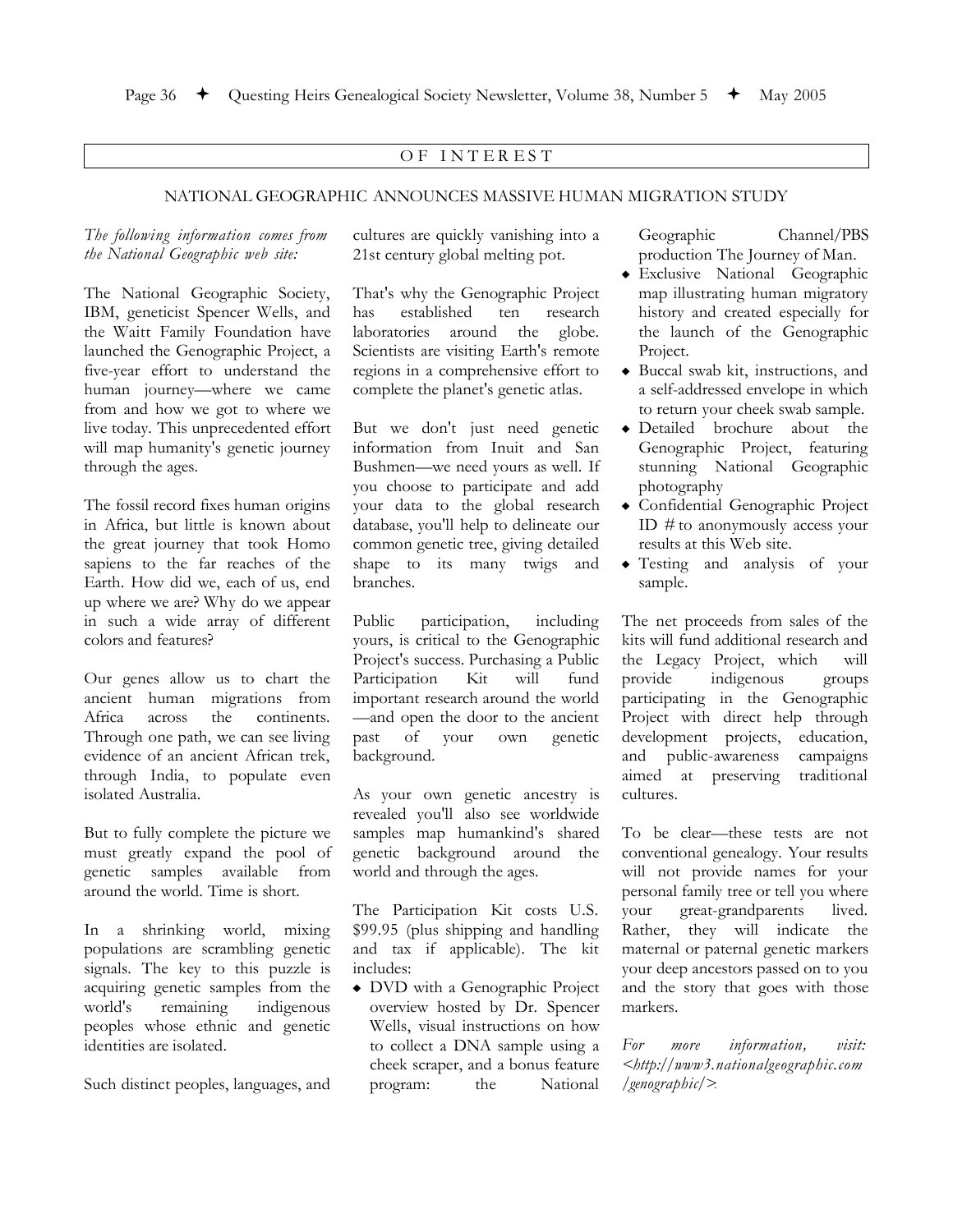## OF INTEREST

### NATIONAL GEOGRAPHIC ANNOUNCES MASSIVE HUMAN MIGRATION STUDY

*The following information comes from the National Geographic web site:*

The National Geographic Society, IBM, geneticist Spencer Wells, and the Waitt Family Foundation have launched the Genographic Project, a five-year effort to understand the human journey—where we came from and how we got to where we live today. This unprecedented effort will map humanity's genetic journey through the ages.

The fossil record fixes human origins in Africa, but little is known about the great journey that took Homo sapiens to the far reaches of the Earth. How did we, each of us, end up where we are? Why do we appear in such a wide array of different colors and features?

Our genes allow us to chart the ancient human migrations from Africa across the continents. Through one path, we can see living evidence of an ancient African trek, through India, to populate even isolated Australia.

But to fully complete the picture we must greatly expand the pool of genetic samples available from around the world. Time is short.

In a shrinking world, mixing populations are scrambling genetic signals. The key to this puzzle is acquiring genetic samples from the world's remaining indigenous peoples whose ethnic and genetic identities are isolated.

Such distinct peoples, languages, and cultures are quickly vanishing into a 21st century global melting pot.

That's why the Genographic Project has established ten research laboratories around the globe. Scientists are visiting Earth's remote regions in a comprehensive effort to complete the planet's genetic atlas.

But we don't just need genetic information from Inuit and San Bushmen—we need yours as well. If you choose to participate and add your data to the global research database, you'll help to delineate our common genetic tree, giving detailed shape to its many twigs and branches.

Public participation, including yours, is critical to the Genographic Project's success. Purchasing a Public Participation Kit will fund important research around the world—and open the door to the ancient past of your own genetic background.

As your own genetic ancestry is revealed you'll also see worldwide samples map humankind's shared genetic background around the world and through the ages.

The Participation Kit costs U.S. $99.95 (plus shipping and handling and tax if applicable). The kit includes:

- DVD with a Genographic Project overview hosted by Dr. Spencer Wells, visual instructions on how to collect a DNA sample using a cheek scraper, and a bonus feature program: the National Geographic Channel/PBS production The Journey of Man.
- Exclusive National Geographic map illustrating human migratory history and created especially for the launch of the Genographic Project.
- Buccal swab kit, instructions, and a self-addressed envelope in which to return your cheek swab sample.
- Detailed brochure about the Genographic Project, featuring stunning National Geographic photography
- Confidential Genographic Project ID # to anonymously access your results at this Web site.
- Testing and analysis of your sample.

The net proceeds from sales of the kits will fund additional research and the Legacy Project, which will provide indigenous groups participating in the Genographic Project with direct help through development projects, education, and public-awareness campaigns aimed at preserving traditional cultures.

To be clear—these tests are not conventional genealogy. Your results will not provide names for your personal family tree or tell you where your great-grandparents lived. Rather, they will indicate the maternal or paternal genetic markers your deep ancestors passed on to you and the story that goes with those markers.

*For more information, visit: <http://www3.nationalgeographic.com/genographic/>.*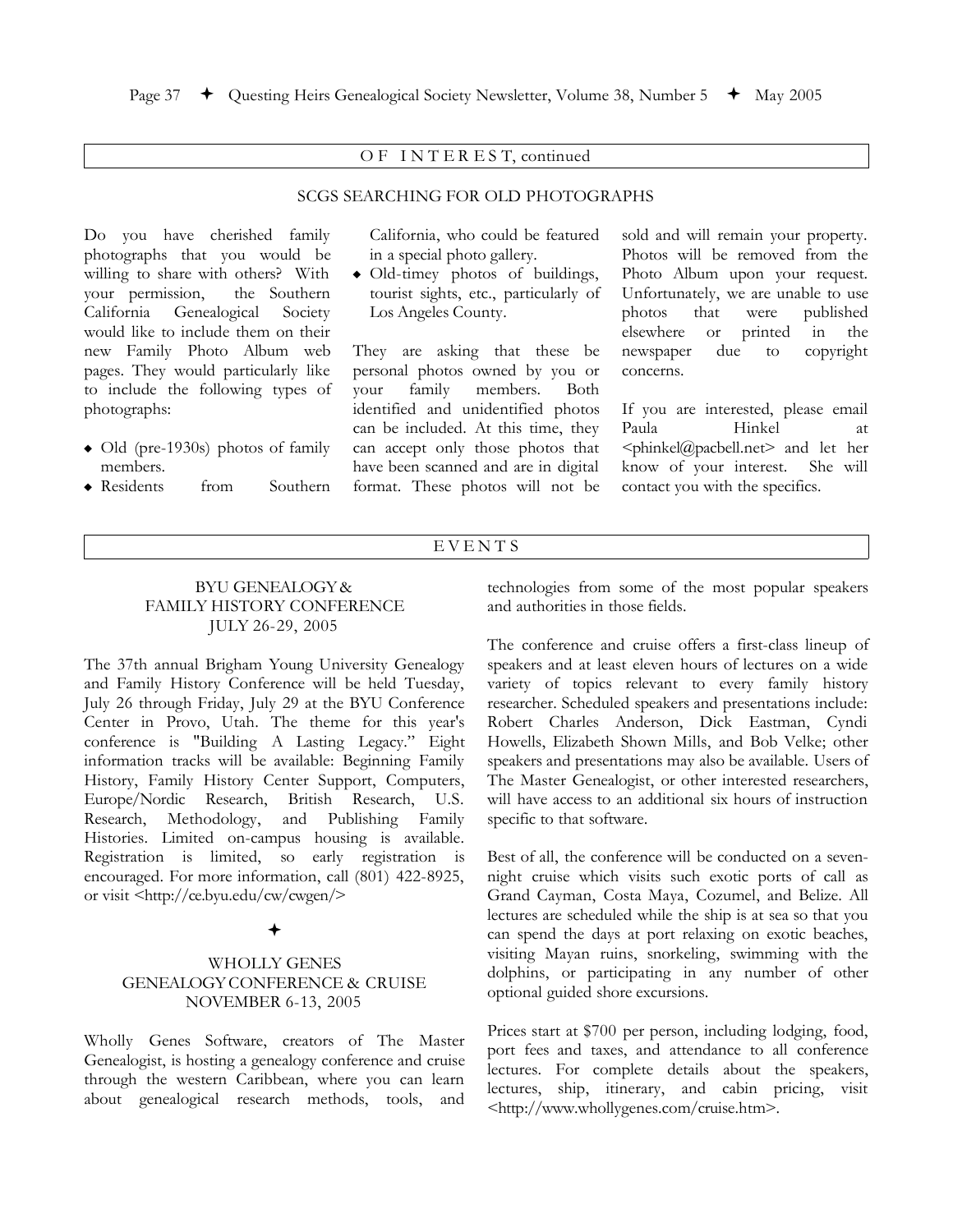## OF INTEREST, continued

### SCGS SEARCHING FOR OLD PHOTOGRAPHS

Do you have cherished family photographs that you would be willing to share with others? With your permission, the Southern California Genealogical Society would like to include them on their new Family Photo Album web pages. They would particularly like to include the following types of photographs:

- Old (pre-1930s) photos of family members.
- Residents from Southern California, who could be featured in a special photo gallery.
- Old-timey photos of buildings, tourist sights, etc., particularly of Los Angeles County.

They are asking that these be personal photos owned by you or your family members. Both identified and unidentified photos can be included. At this time, they can accept only those photos that have been scanned and are in digital format. These photos will not be sold and will remain your property. Photos will be removed from the Photo Album upon your request. Unfortunately, we are unable to use photos that were published elsewhere or printed in the newspaper due to copyright concerns.

If you are interested, please email Paula Hinkel at <phinkel@pacbell.net> and let her know of your interest. She will contact you with the specifics.

## EVENTS

### BYU GENEALOGY & FAMILY HISTORY CONFERENCE JULY 26-29, 2005

The 37th annual Brigham Young University Genealogy and Family History Conference will be held Tuesday, July 26 through Friday, July 29 at the BYU Conference Center in Provo, Utah. The theme for this year's conference is "Building A Lasting Legacy." Eight information tracks will be available: Beginning Family History, Family History Center Support, Computers, Europe/Nordic Research, British Research, U.S. Research, Methodology, and Publishing Family Histories. Limited on-campus housing is available. Registration is limited, so early registration is encouraged. For more information, call (801) 422-8925, or visit <http://ce.byu.edu/cw/cwgen/>

✦

### WHOLLY GENES GENEALOGY CONFERENCE & CRUISE NOVEMBER 6-13, 2005

Wholly Genes Software, creators of The Master Genealogist, is hosting a genealogy conference and cruise through the western Caribbean, where you can learn about genealogical research methods, tools, and technologies from some of the most popular speakers and authorities in those fields.

The conference and cruise offers a first-class lineup of speakers and at least eleven hours of lectures on a wide variety of topics relevant to every family history researcher. Scheduled speakers and presentations include: Robert Charles Anderson, Dick Eastman, Cyndi Howells, Elizabeth Shown Mills, and Bob Velke; other speakers and presentations may also be available. Users of The Master Genealogist, or other interested researchers, will have access to an additional six hours of instruction specific to that software.

Best of all, the conference will be conducted on a seven-night cruise which visits such exotic ports of call as Grand Cayman, Costa Maya, Cozumel, and Belize. All lectures are scheduled while the ship is at sea so that you can spend the days at port relaxing on exotic beaches, visiting Mayan ruins, snorkeling, swimming with the dolphins, or participating in any number of other optional guided shore excursions.

Prices start at $700 per person, including lodging, food, port fees and taxes, and attendance to all conference lectures. For complete details about the speakers, lectures, ship, itinerary, and cabin pricing, visit <http://www.whollygenes.com/cruise.htm>.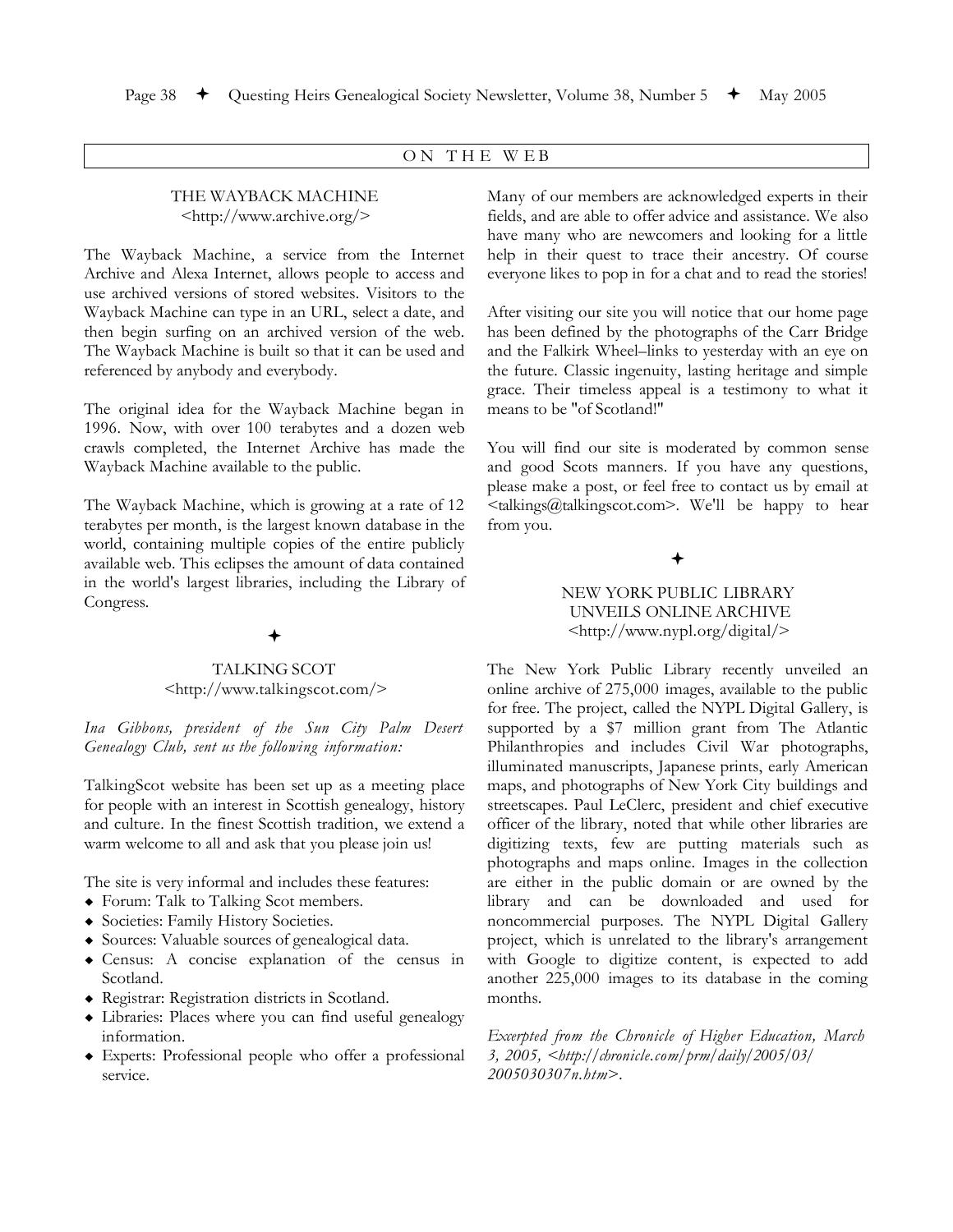## ON THE WEB

### THE WAYBACK MACHINE
<http://www.archive.org/>

The Wayback Machine, a service from the Internet Archive and Alexa Internet, allows people to access and use archived versions of stored websites. Visitors to the Wayback Machine can type in an URL, select a date, and then begin surfing on an archived version of the web. The Wayback Machine is built so that it can be used and referenced by anybody and everybody.

The original idea for the Wayback Machine began in 1996. Now, with over 100 terabytes and a dozen web crawls completed, the Internet Archive has made the Wayback Machine available to the public.

The Wayback Machine, which is growing at a rate of 12 terabytes per month, is the largest known database in the world, containing multiple copies of the entire publicly available web. This eclipses the amount of data contained in the world's largest libraries, including the Library of Congress.

✦

### TALKING SCOT
<http://www.talkingscot.com/>

*Ina Gibbons, president of the Sun City Palm Desert Genealogy Club, sent us the following information:*

TalkingScot website has been set up as a meeting place for people with an interest in Scottish genealogy, history and culture. In the finest Scottish tradition, we extend a warm welcome to all and ask that you please join us!

The site is very informal and includes these features:

- Forum: Talk to Talking Scot members.
- Societies: Family History Societies.
- Sources: Valuable sources of genealogical data.
- Census: A concise explanation of the census in Scotland.
- Registrar: Registration districts in Scotland.
- Libraries: Places where you can find useful genealogy information.
- Experts: Professional people who offer a professional service.

Many of our members are acknowledged experts in their fields, and are able to offer advice and assistance. We also have many who are newcomers and looking for a little help in their quest to trace their ancestry. Of course everyone likes to pop in for a chat and to read the stories!

After visiting our site you will notice that our home page has been defined by the photographs of the Carr Bridge and the Falkirk Wheel–links to yesterday with an eye on the future. Classic ingenuity, lasting heritage and simple grace. Their timeless appeal is a testimony to what it means to be "of Scotland!"

You will find our site is moderated by common sense and good Scots manners. If you have any questions, please make a post, or feel free to contact us by email at <talkings@talkingscot.com>. We'll be happy to hear from you.

✦

### NEW YORK PUBLIC LIBRARY UNVEILS ONLINE ARCHIVE
<http://www.nypl.org/digital/>

The New York Public Library recently unveiled an online archive of 275,000 images, available to the public for free. The project, called the NYPL Digital Gallery, is supported by a $7 million grant from The Atlantic Philanthropies and includes Civil War photographs, illuminated manuscripts, Japanese prints, early American maps, and photographs of New York City buildings and streetscapes. Paul LeClerc, president and chief executive officer of the library, noted that while other libraries are digitizing texts, few are putting materials such as photographs and maps online. Images in the collection are either in the public domain or are owned by the library and can be downloaded and used for noncommercial purposes. The NYPL Digital Gallery project, which is unrelated to the library's arrangement with Google to digitize content, is expected to add another 225,000 images to its database in the coming months.

*Excerpted from the Chronicle of Higher Education, March 3, 2005, <http://chronicle.com/prm/daily/2005/03/2005030307n.htm>.*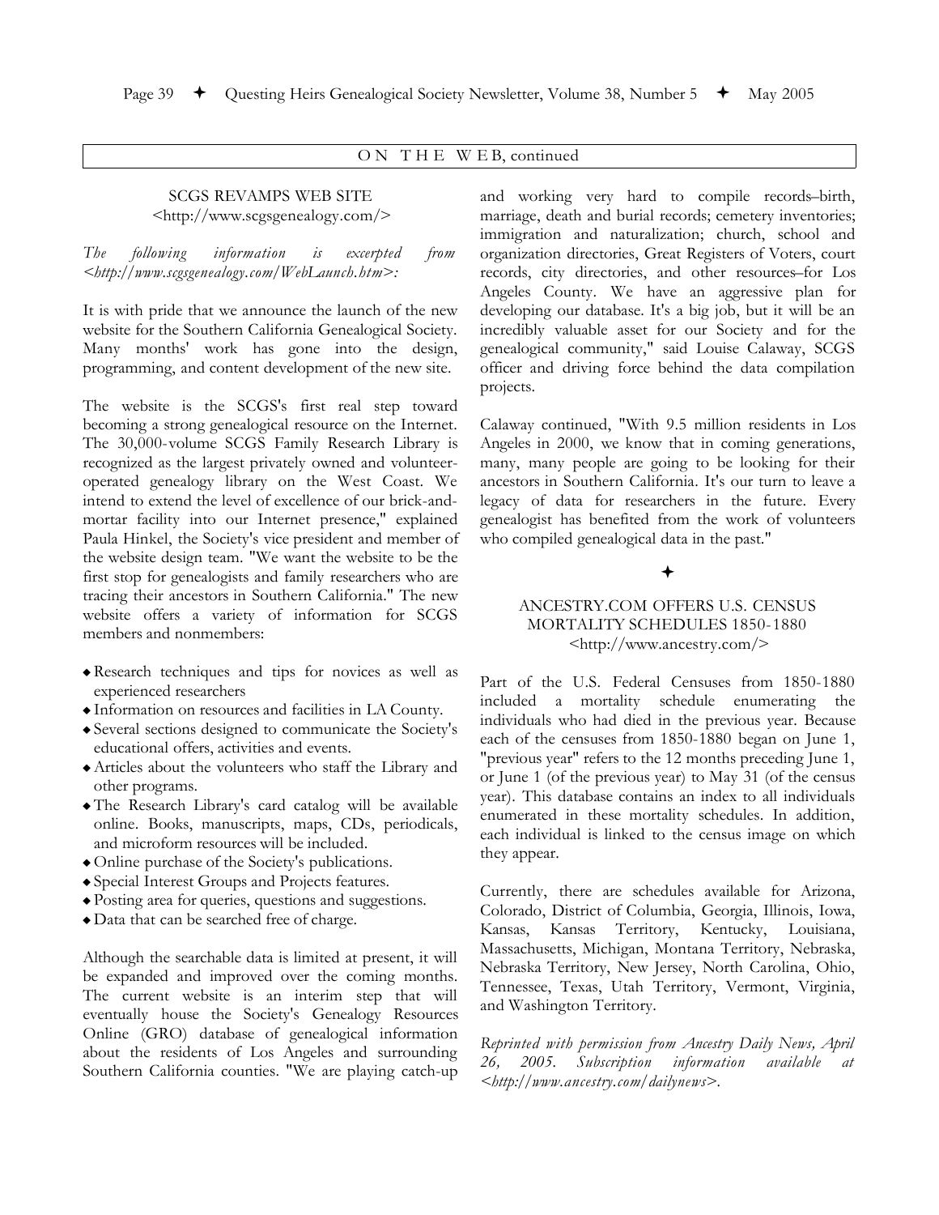## ON THE WEB, continued

### SCGS REVAMPS WEB SITE
<http://www.scgsgenealogy.com/>

*The following information is excerpted from <http://www.scgsgenealogy.com/WebLaunch.htm>:*

It is with pride that we announce the launch of the new website for the Southern California Genealogical Society. Many months' work has gone into the design, programming, and content development of the new site.

The website is the SCGS's first real step toward becoming a strong genealogical resource on the Internet. The 30,000-volume SCGS Family Research Library is recognized as the largest privately owned and volunteer-operated genealogy library on the West Coast. We intend to extend the level of excellence of our brick-and-mortar facility into our Internet presence," explained Paula Hinkel, the Society's vice president and member of the website design team. "We want the website to be the first stop for genealogists and family researchers who are tracing their ancestors in Southern California." The new website offers a variety of information for SCGS members and nonmembers:

- Research techniques and tips for novices as well as experienced researchers
- Information on resources and facilities in LA County.
- Several sections designed to communicate the Society's educational offers, activities and events.
- Articles about the volunteers who staff the Library and other programs.
- The Research Library's card catalog will be available online. Books, manuscripts, maps, CDs, periodicals, and microform resources will be included.
- Online purchase of the Society's publications.
- Special Interest Groups and Projects features.
- Posting area for queries, questions and suggestions.
- Data that can be searched free of charge.

Although the searchable data is limited at present, it will be expanded and improved over the coming months. The current website is an interim step that will eventually house the Society's Genealogy Resources Online (GRO) database of genealogical information about the residents of Los Angeles and surrounding Southern California counties. "We are playing catch-up and working very hard to compile records–birth, marriage, death and burial records; cemetery inventories; immigration and naturalization; church, school and organization directories, Great Registers of Voters, court records, city directories, and other resources–for Los Angeles County. We have an aggressive plan for developing our database. It's a big job, but it will be an incredibly valuable asset for our Society and for the genealogical community," said Louise Calaway, SCGS officer and driving force behind the data compilation projects.

Calaway continued, "With 9.5 million residents in Los Angeles in 2000, we know that in coming generations, many, many people are going to be looking for their ancestors in Southern California. It's our turn to leave a legacy of data for researchers in the future. Every genealogist has benefited from the work of volunteers who compiled genealogical data in the past."

✦

### ANCESTRY.COM OFFERS U.S. CENSUS MORTALITY SCHEDULES 1850-1880
<http://www.ancestry.com/>

Part of the U.S. Federal Censuses from 1850-1880 included a mortality schedule enumerating the individuals who had died in the previous year. Because each of the censuses from 1850-1880 began on June 1, "previous year" refers to the 12 months preceding June 1, or June 1 (of the previous year) to May 31 (of the census year). This database contains an index to all individuals enumerated in these mortality schedules. In addition, each individual is linked to the census image on which they appear.

Currently, there are schedules available for Arizona, Colorado, District of Columbia, Georgia, Illinois, Iowa, Kansas, Kansas Territory, Kentucky, Louisiana, Massachusetts, Michigan, Montana Territory, Nebraska, Nebraska Territory, New Jersey, North Carolina, Ohio, Tennessee, Texas, Utah Territory, Vermont, Virginia, and Washington Territory.

*Reprinted with permission from Ancestry Daily News, April 26, 2005. Subscription information available at <http://www.ancestry.com/dailynews>.*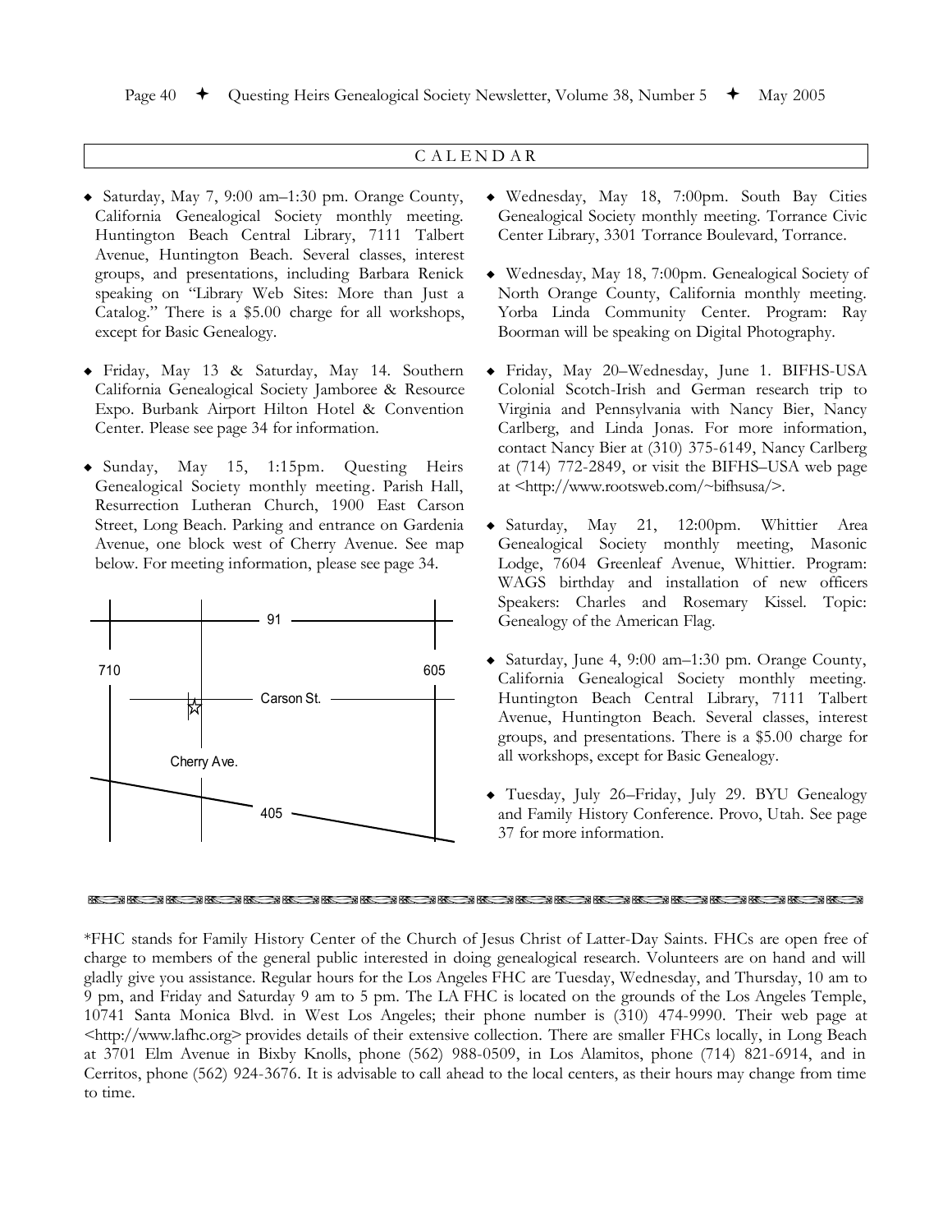## CALENDAR

- Saturday, May 7, 9:00 am–1:30 pm. Orange County, California Genealogical Society monthly meeting. Huntington Beach Central Library, 7111 Talbert Avenue, Huntington Beach. Several classes, interest groups, and presentations, including Barbara Renick speaking on "Library Web Sites: More than Just a Catalog." There is a $5.00 charge for all workshops, except for Basic Genealogy.

- Friday, May 13 & Saturday, May 14. Southern California Genealogical Society Jamboree & Resource Expo. Burbank Airport Hilton Hotel & Convention Center. Please see page 34 for information.

- Sunday, May 15, 1:15pm. Questing Heirs Genealogical Society monthly meeting. Parish Hall, Resurrection Lutheran Church, 1900 East Carson Street, Long Beach. Parking and entrance on Gardenia Avenue, one block west of Cherry Avenue. See map below. For meeting information, please see page 34.

91

710

605

Carson St.

Cherry Ave.

405

- Wednesday, May 18, 7:00pm. South Bay Cities Genealogical Society monthly meeting. Torrance Civic Center Library, 3301 Torrance Boulevard, Torrance.

- Wednesday, May 18, 7:00pm. Genealogical Society of North Orange County, California monthly meeting. Yorba Linda Community Center. Program: Ray Boorman will be speaking on Digital Photography.

- Friday, May 20–Wednesday, June 1. BIFHS-USA Colonial Scotch-Irish and German research trip to Virginia and Pennsylvania with Nancy Bier, Nancy Carlberg, and Linda Jonas. For more information, contact Nancy Bier at (310) 375-6149, Nancy Carlberg at (714) 772-2849, or visit the BIFHS–USA web page at <http://www.rootsweb.com/~bifhsusa/>.

- Saturday, May 21, 12:00pm. Whittier Area Genealogical Society monthly meeting, Masonic Lodge, 7604 Greenleaf Avenue, Whittier. Program: WAGS birthday and installation of new officers Speakers: Charles and Rosemary Kissel. Topic: Genealogy of the American Flag.

- Saturday, June 4, 9:00 am–1:30 pm. Orange County, California Genealogical Society monthly meeting. Huntington Beach Central Library, 7111 Talbert Avenue, Huntington Beach. Several classes, interest groups, and presentations. There is a $5.00 charge for all workshops, except for Basic Genealogy.

- Tuesday, July 26–Friday, July 29. BYU Genealogy and Family History Conference. Provo, Utah. See page 37 for more information.

---

*FHC stands for Family History Center of the Church of Jesus Christ of Latter-Day Saints. FHCs are open free of charge to members of the general public interested in doing genealogical research. Volunteers are on hand and will gladly give you assistance. Regular hours for the Los Angeles FHC are Tuesday, Wednesday, and Thursday, 10 am to 9 pm, and Friday and Saturday 9 am to 5 pm. The LA FHC is located on the grounds of the Los Angeles Temple, 10741 Santa Monica Blvd. in West Los Angeles; their phone number is (310) 474-9990. Their web page at <http://www.lafhc.org> provides details of their extensive collection. There are smaller FHCs locally, in Long Beach at 3701 Elm Avenue in Bixby Knolls, phone (562) 988-0509, in Los Alamitos, phone (714) 821-6914, and in Cerritos, phone (562) 924-3676. It is advisable to call ahead to the local centers, as their hours may change from time to time.